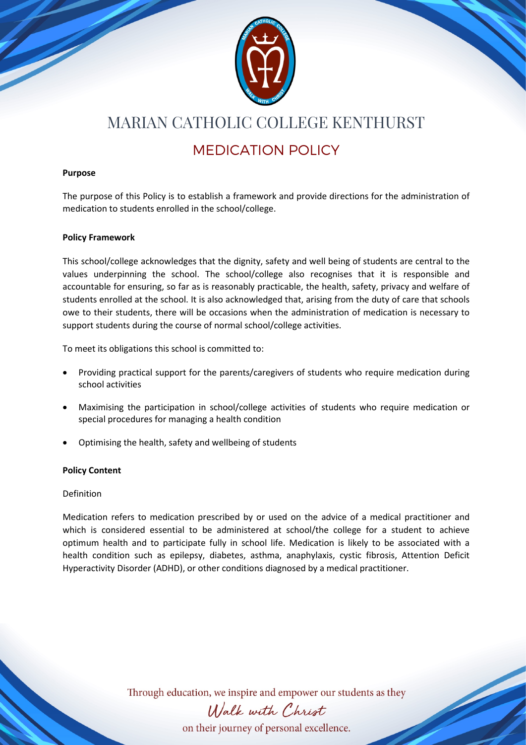# MARIAN CATHOLIC COLLEGE KENTHURST

## MEDICATION POLICY

**Purpose**

The purpose of this Policy is to establish a framework and provide directions for the administration of medication to students enrolled in the school/college.

**Policy Framework**

This school/college acknowledges that the dignity, safety and well being of students are central to the values underpinning the school. The school/college also recognises that it is responsible and accountable for ensuring, so far as is reasonably practicable, the health, safety, privacy and welfare of students enrolled at the school. It is also acknowledged that, arising from the duty of care that schools owe to their students, there will be occasions when the administration of medication is necessary to support students during the course of normal school/college activities.

To meet its obligations this school is committed to:

- Providing practical support for the parents/caregivers of students who require medication during school activities
- Maximising the participation in school/college activities of students who require medication or special procedures for managing a health condition
- Optimising the health, safety and wellbeing of students

**Policy Content**

Definition

Medication refers to medication prescribed by or used on the advice of a medical practitioner and which is considered essential to be administered at school/the college for a student to achieve optimum health and to participate fully in school life. Medication is likely to be associated with a health condition such as epilepsy, diabetes, asthma, anaphylaxis, cystic fibrosis, Attention Deficit Hyperactivity Disorder (ADHD), or other conditions diagnosed by a medical practitioner.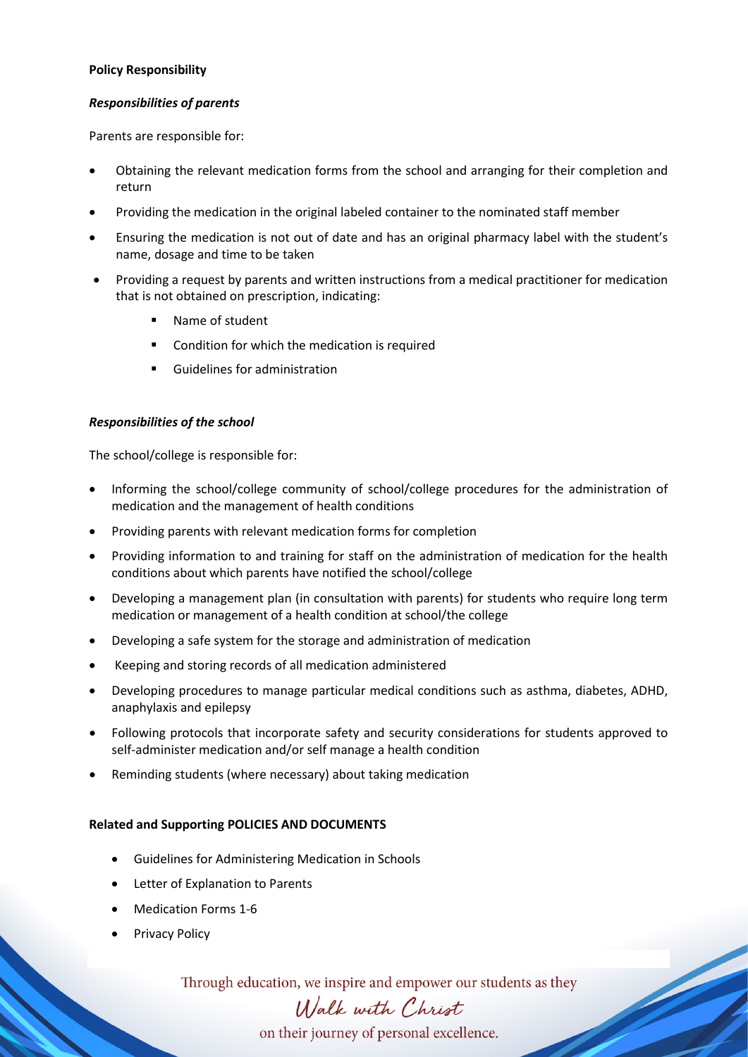**Policy Responsibility**

***Responsibilities of parents***

Parents are responsible for:

- Obtaining the relevant medication forms from the school and arranging for their completion and return
- Providing the medication in the original labeled container to the nominated staff member
- Ensuring the medication is not out of date and has an original pharmacy label with the student's name, dosage and time to be taken
- Providing a request by parents and written instructions from a medical practitioner for medication that is not obtained on prescription, indicating:
  - Name of student
  - Condition for which the medication is required
  - Guidelines for administration

***Responsibilities of the school***

The school/college is responsible for:

- Informing the school/college community of school/college procedures for the administration of medication and the management of health conditions
- Providing parents with relevant medication forms for completion
- Providing information to and training for staff on the administration of medication for the health conditions about which parents have notified the school/college
- Developing a management plan (in consultation with parents) for students who require long term medication or management of a health condition at school/the college
- Developing a safe system for the storage and administration of medication
- Keeping and storing records of all medication administered
- Developing procedures to manage particular medical conditions such as asthma, diabetes, ADHD, anaphylaxis and epilepsy
- Following protocols that incorporate safety and security considerations for students approved to self-administer medication and/or self manage a health condition
- Reminding students (where necessary) about taking medication

**Related and Supporting POLICIES AND DOCUMENTS**

- Guidelines for Administering Medication in Schools
- Letter of Explanation to Parents
- Medication Forms 1-6
- Privacy Policy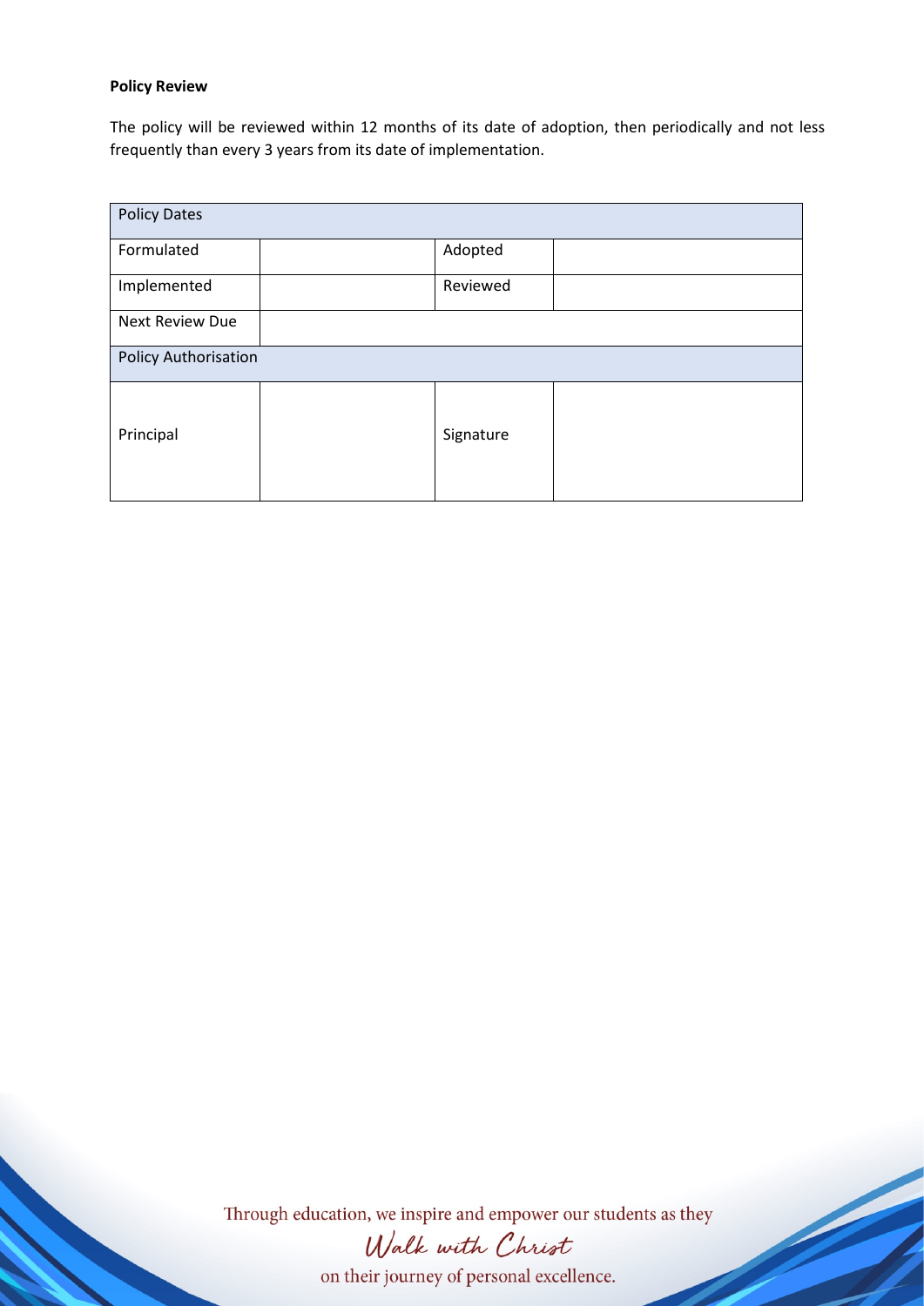**Policy Review**

The policy will be reviewed within 12 months of its date of adoption, then periodically and not less frequently than every 3 years from its date of implementation.

| Policy Dates | | | |
|---|---|---|---|
| Formulated | | Adopted | |
| Implemented | | Reviewed | |
| Next Review Due | | | |
| Policy Authorisation | | | |
| Principal | | Signature | |